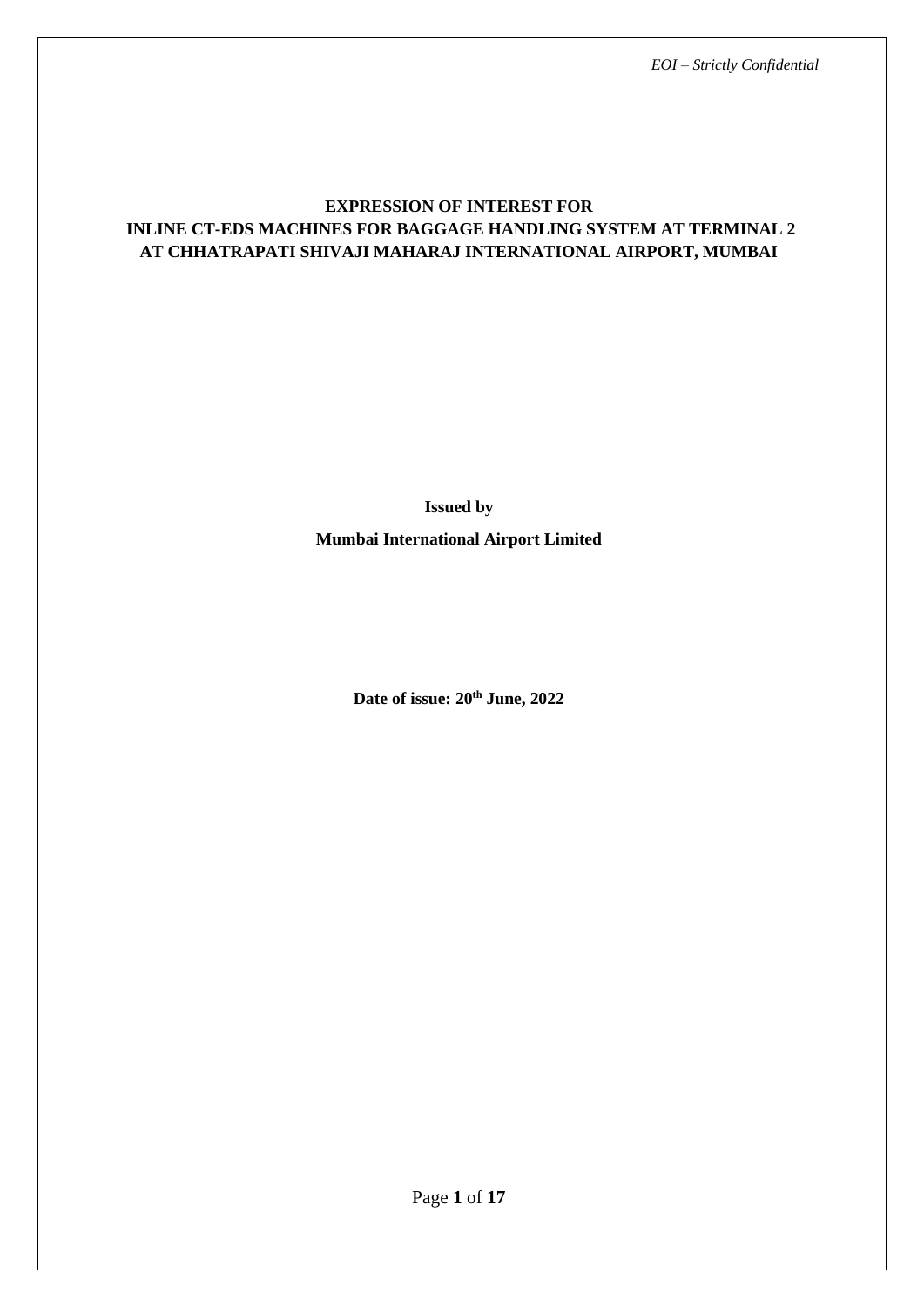# EXPRESSION OF INTEREST FOR
# INLINE CT-EDS MACHINES FOR BAGGAGE HANDLING SYSTEM AT TERMINAL 2
# AT CHHATRAPATI SHIVAJI MAHARAJ INTERNATIONAL AIRPORT, MUMBAI

**Issued by**

**Mumbai International Airport Limited**

**Date of issue: 20th June, 2022**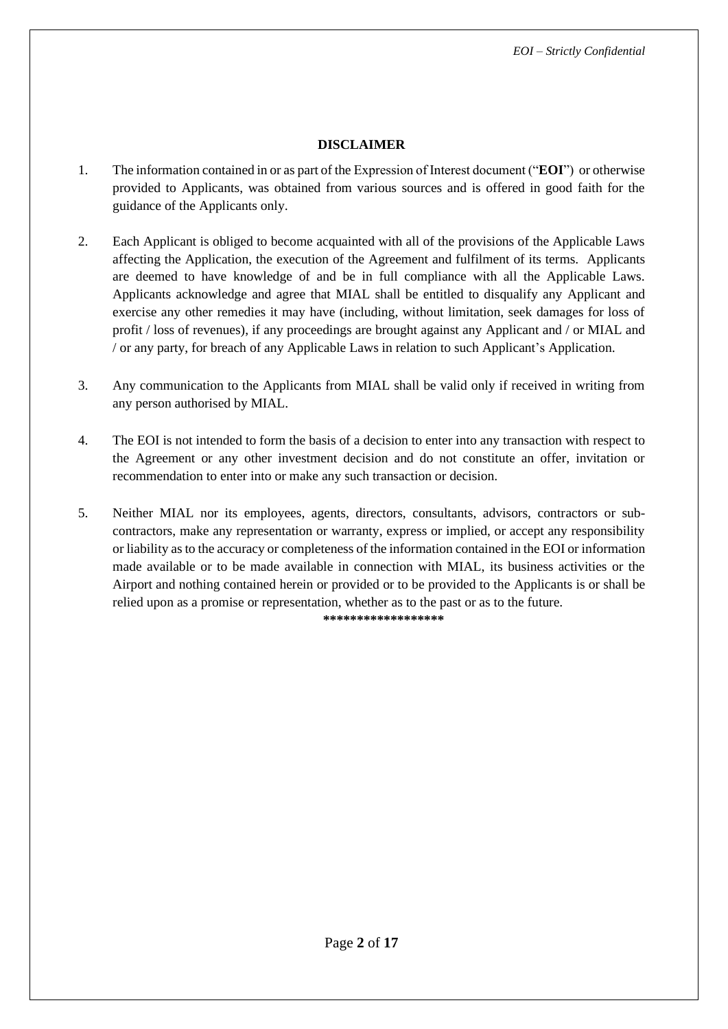## DISCLAIMER

1. The information contained in or as part of the Expression of Interest document ("**EOI**") or otherwise provided to Applicants, was obtained from various sources and is offered in good faith for the guidance of the Applicants only.

2. Each Applicant is obliged to become acquainted with all of the provisions of the Applicable Laws affecting the Application, the execution of the Agreement and fulfilment of its terms. Applicants are deemed to have knowledge of and be in full compliance with all the Applicable Laws. Applicants acknowledge and agree that MIAL shall be entitled to disqualify any Applicant and exercise any other remedies it may have (including, without limitation, seek damages for loss of profit / loss of revenues), if any proceedings are brought against any Applicant and / or MIAL and / or any party, for breach of any Applicable Laws in relation to such Applicant's Application.

3. Any communication to the Applicants from MIAL shall be valid only if received in writing from any person authorised by MIAL.

4. The EOI is not intended to form the basis of a decision to enter into any transaction with respect to the Agreement or any other investment decision and do not constitute an offer, invitation or recommendation to enter into or make any such transaction or decision.

5. Neither MIAL nor its employees, agents, directors, consultants, advisors, contractors or sub-contractors, make any representation or warranty, express or implied, or accept any responsibility or liability as to the accuracy or completeness of the information contained in the EOI or information made available or to be made available in connection with MIAL, its business activities or the Airport and nothing contained herein or provided or to be provided to the Applicants is or shall be relied upon as a promise or representation, whether as to the past or as to the future.

**\*\*\*\*\*\*\*\*\*\*\*\*\*\*\*\*\***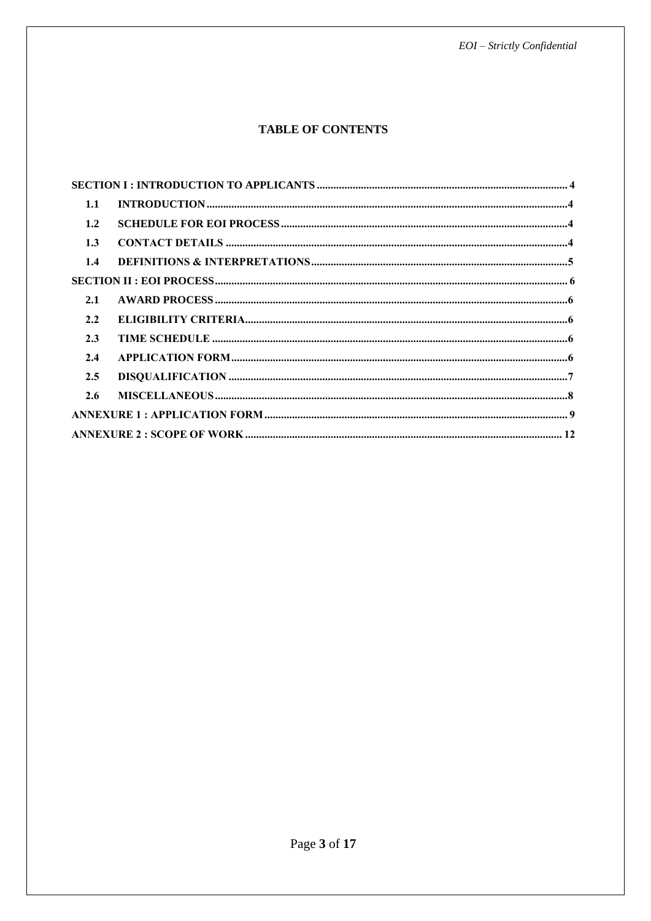# TABLE OF CONTENTS

**SECTION I : INTRODUCTION TO APPLICANTS** .......... 4

- **1.1 INTRODUCTION** .......... 4
- **1.2 SCHEDULE FOR EOI PROCESS** .......... 4
- **1.3 CONTACT DETAILS** .......... 4
- **1.4 DEFINITIONS & INTERPRETATIONS** .......... 5

**SECTION II : EOI PROCESS** .......... 6

- **2.1 AWARD PROCESS** .......... 6
- **2.2 ELIGIBILITY CRITERIA** .......... 6
- **2.3 TIME SCHEDULE** .......... 6
- **2.4 APPLICATION FORM** .......... 6
- **2.5 DISQUALIFICATION** .......... 7
- **2.6 MISCELLANEOUS** .......... 8

**ANNEXURE 1 : APPLICATION FORM** .......... 9

**ANNEXURE 2 : SCOPE OF WORK** .......... 12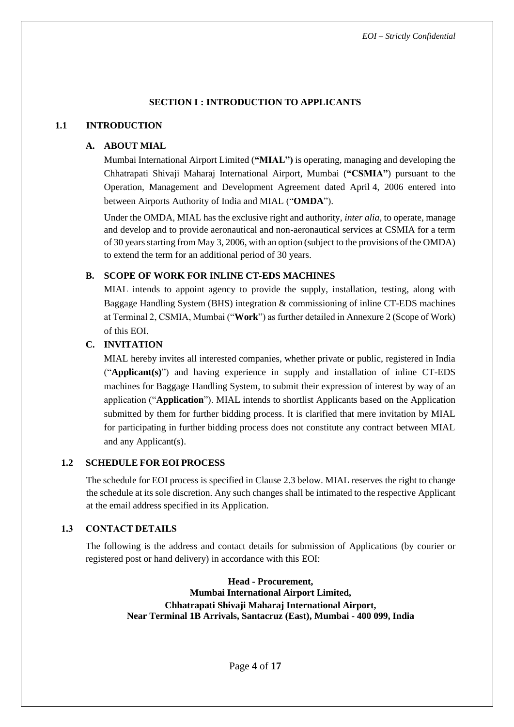## SECTION I : INTRODUCTION TO APPLICANTS

### 1.1 INTRODUCTION

#### A. ABOUT MIAL

Mumbai International Airport Limited (**"MIAL")** is operating, managing and developing the Chhatrapati Shivaji Maharaj International Airport, Mumbai (**"CSMIA"**) pursuant to the Operation, Management and Development Agreement dated April 4, 2006 entered into between Airports Authority of India and MIAL ("**OMDA**").

Under the OMDA, MIAL has the exclusive right and authority, *inter alia*, to operate, manage and develop and to provide aeronautical and non-aeronautical services at CSMIA for a term of 30 years starting from May 3, 2006, with an option (subject to the provisions of the OMDA) to extend the term for an additional period of 30 years.

#### B. SCOPE OF WORK FOR INLINE CT-EDS MACHINES

MIAL intends to appoint agency to provide the supply, installation, testing, along with Baggage Handling System (BHS) integration & commissioning of inline CT-EDS machines at Terminal 2, CSMIA, Mumbai ("**Work**") as further detailed in Annexure 2 (Scope of Work) of this EOI.

#### C. INVITATION

MIAL hereby invites all interested companies, whether private or public, registered in India ("**Applicant(s)**") and having experience in supply and installation of inline CT-EDS machines for Baggage Handling System, to submit their expression of interest by way of an application ("**Application**"). MIAL intends to shortlist Applicants based on the Application submitted by them for further bidding process. It is clarified that mere invitation by MIAL for participating in further bidding process does not constitute any contract between MIAL and any Applicant(s).

### 1.2 SCHEDULE FOR EOI PROCESS

The schedule for EOI process is specified in Clause 2.3 below. MIAL reserves the right to change the schedule at its sole discretion. Any such changes shall be intimated to the respective Applicant at the email address specified in its Application.

### 1.3 CONTACT DETAILS

The following is the address and contact details for submission of Applications (by courier or registered post or hand delivery) in accordance with this EOI:

**Head - Procurement,**
**Mumbai International Airport Limited,**
**Chhatrapati Shivaji Maharaj International Airport,**
**Near Terminal 1B Arrivals, Santacruz (East), Mumbai - 400 099, India**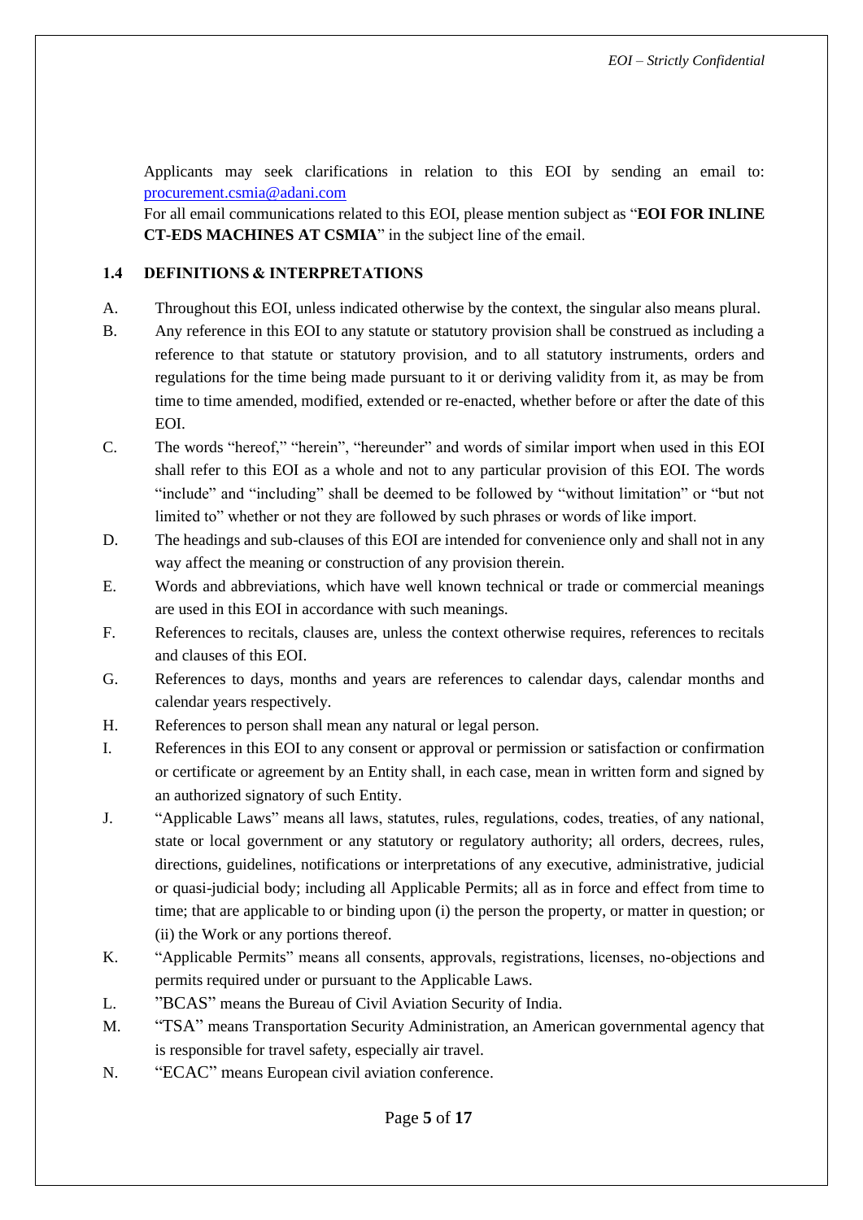Applicants may seek clarifications in relation to this EOI by sending an email to: [procurement.csmia@adani.com](mailto:procurement.csmia@adani.com)

For all email communications related to this EOI, please mention subject as "**EOI FOR INLINE CT-EDS MACHINES AT CSMIA**" in the subject line of the email.

### 1.4 DEFINITIONS & INTERPRETATIONS

A. Throughout this EOI, unless indicated otherwise by the context, the singular also means plural.

B. Any reference in this EOI to any statute or statutory provision shall be construed as including a reference to that statute or statutory provision, and to all statutory instruments, orders and regulations for the time being made pursuant to it or deriving validity from it, as may be from time to time amended, modified, extended or re-enacted, whether before or after the date of this EOI.

C. The words "hereof," "herein", "hereunder" and words of similar import when used in this EOI shall refer to this EOI as a whole and not to any particular provision of this EOI. The words "include" and "including" shall be deemed to be followed by "without limitation" or "but not limited to" whether or not they are followed by such phrases or words of like import.

D. The headings and sub-clauses of this EOI are intended for convenience only and shall not in any way affect the meaning or construction of any provision therein.

E. Words and abbreviations, which have well known technical or trade or commercial meanings are used in this EOI in accordance with such meanings.

F. References to recitals, clauses are, unless the context otherwise requires, references to recitals and clauses of this EOI.

G. References to days, months and years are references to calendar days, calendar months and calendar years respectively.

H. References to person shall mean any natural or legal person.

I. References in this EOI to any consent or approval or permission or satisfaction or confirmation or certificate or agreement by an Entity shall, in each case, mean in written form and signed by an authorized signatory of such Entity.

J. "Applicable Laws" means all laws, statutes, rules, regulations, codes, treaties, of any national, state or local government or any statutory or regulatory authority; all orders, decrees, rules, directions, guidelines, notifications or interpretations of any executive, administrative, judicial or quasi-judicial body; including all Applicable Permits; all as in force and effect from time to time; that are applicable to or binding upon (i) the person the property, or matter in question; or (ii) the Work or any portions thereof.

K. "Applicable Permits" means all consents, approvals, registrations, licenses, no-objections and permits required under or pursuant to the Applicable Laws.

L. "BCAS" means the Bureau of Civil Aviation Security of India.

M. "TSA" means Transportation Security Administration, an American governmental agency that is responsible for travel safety, especially air travel.

N. "ECAC" means European civil aviation conference.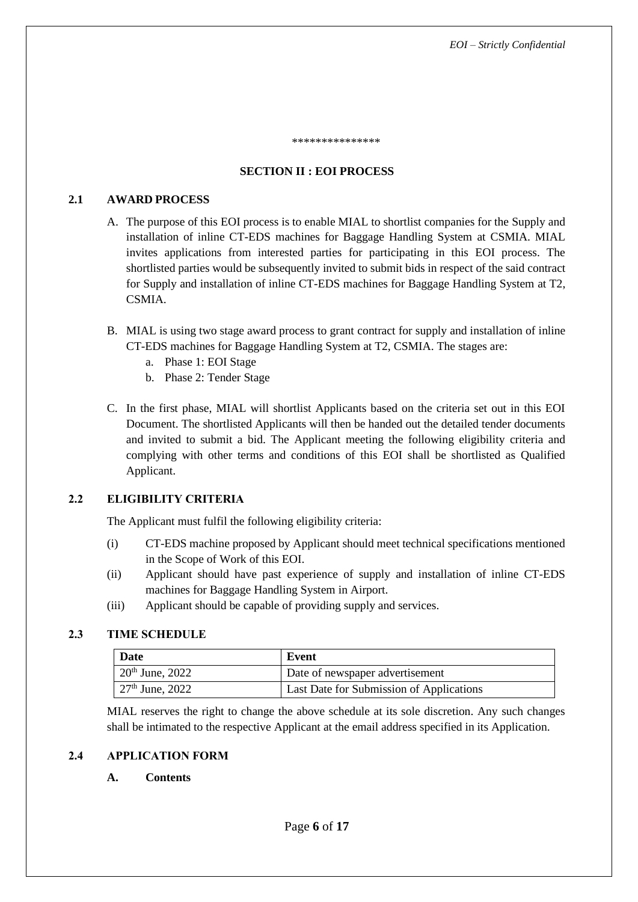***************

## SECTION II : EOI PROCESS

### 2.1 AWARD PROCESS

A. The purpose of this EOI process is to enable MIAL to shortlist companies for the Supply and installation of inline CT-EDS machines for Baggage Handling System at CSMIA. MIAL invites applications from interested parties for participating in this EOI process. The shortlisted parties would be subsequently invited to submit bids in respect of the said contract for Supply and installation of inline CT-EDS machines for Baggage Handling System at T2, CSMIA.

B. MIAL is using two stage award process to grant contract for supply and installation of inline CT-EDS machines for Baggage Handling System at T2, CSMIA. The stages are:
   a. Phase 1: EOI Stage
   b. Phase 2: Tender Stage

C. In the first phase, MIAL will shortlist Applicants based on the criteria set out in this EOI Document. The shortlisted Applicants will then be handed out the detailed tender documents and invited to submit a bid. The Applicant meeting the following eligibility criteria and complying with other terms and conditions of this EOI shall be shortlisted as Qualified Applicant.

### 2.2 ELIGIBILITY CRITERIA

The Applicant must fulfil the following eligibility criteria:

(i) CT-EDS machine proposed by Applicant should meet technical specifications mentioned in the Scope of Work of this EOI.

(ii) Applicant should have past experience of supply and installation of inline CT-EDS machines for Baggage Handling System in Airport.

(iii) Applicant should be capable of providing supply and services.

### 2.3 TIME SCHEDULE

| Date | Event |
|---|---|
| 20th June, 2022 | Date of newspaper advertisement |
| 27th June, 2022 | Last Date for Submission of Applications |

MIAL reserves the right to change the above schedule at its sole discretion. Any such changes shall be intimated to the respective Applicant at the email address specified in its Application.

### 2.4 APPLICATION FORM

**A. Contents**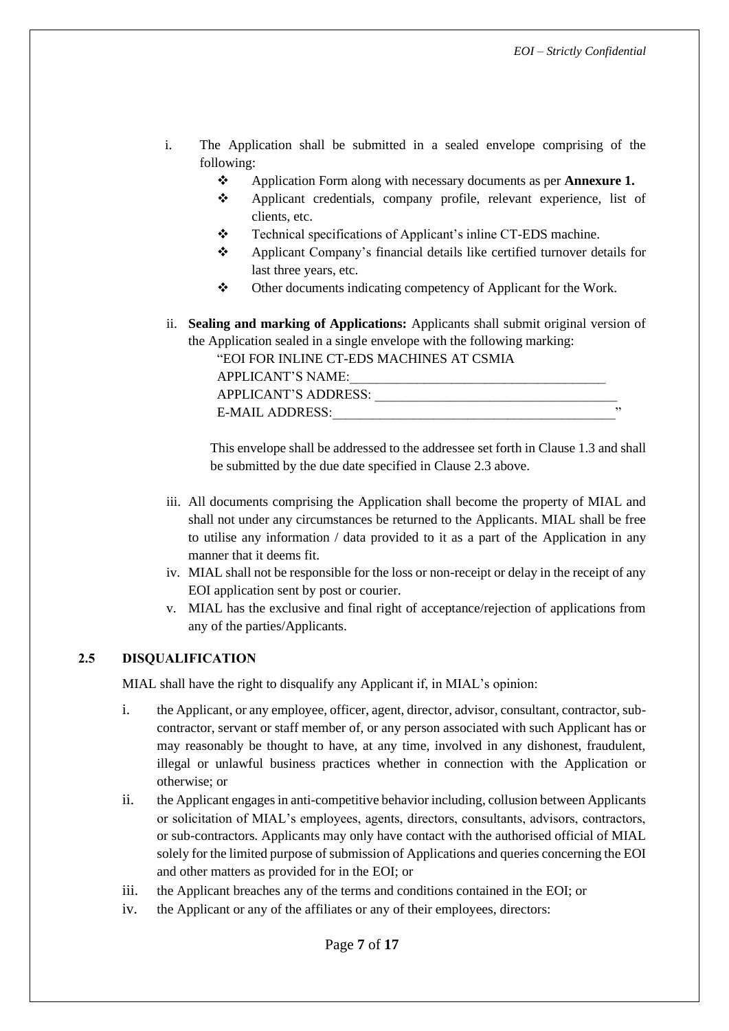i. The Application shall be submitted in a sealed envelope comprising of the following:
   - Application Form along with necessary documents as per **Annexure 1.**
   - Applicant credentials, company profile, relevant experience, list of clients, etc.
   - Technical specifications of Applicant's inline CT-EDS machine.
   - Applicant Company's financial details like certified turnover details for last three years, etc.
   - Other documents indicating competency of Applicant for the Work.

ii. **Sealing and marking of Applications:** Applicants shall submit original version of the Application sealed in a single envelope with the following marking:

    "EOI FOR INLINE CT-EDS MACHINES AT CSMIA
    APPLICANT'S NAME:_____________________________________
    APPLICANT'S ADDRESS: ___________________________________
    E-MAIL ADDRESS:_________________________________________"

    This envelope shall be addressed to the addressee set forth in Clause 1.3 and shall be submitted by the due date specified in Clause 2.3 above.

iii. All documents comprising the Application shall become the property of MIAL and shall not under any circumstances be returned to the Applicants. MIAL shall be free to utilise any information / data provided to it as a part of the Application in any manner that it deems fit.

iv. MIAL shall not be responsible for the loss or non-receipt or delay in the receipt of any EOI application sent by post or courier.

v. MIAL has the exclusive and final right of acceptance/rejection of applications from any of the parties/Applicants.

## 2.5 DISQUALIFICATION

MIAL shall have the right to disqualify any Applicant if, in MIAL's opinion:

i. the Applicant, or any employee, officer, agent, director, advisor, consultant, contractor, sub-contractor, servant or staff member of, or any person associated with such Applicant has or may reasonably be thought to have, at any time, involved in any dishonest, fraudulent, illegal or unlawful business practices whether in connection with the Application or otherwise; or

ii. the Applicant engages in anti-competitive behavior including, collusion between Applicants or solicitation of MIAL's employees, agents, directors, consultants, advisors, contractors, or sub-contractors. Applicants may only have contact with the authorised official of MIAL solely for the limited purpose of submission of Applications and queries concerning the EOI and other matters as provided for in the EOI; or

iii. the Applicant breaches any of the terms and conditions contained in the EOI; or

iv. the Applicant or any of the affiliates or any of their employees, directors: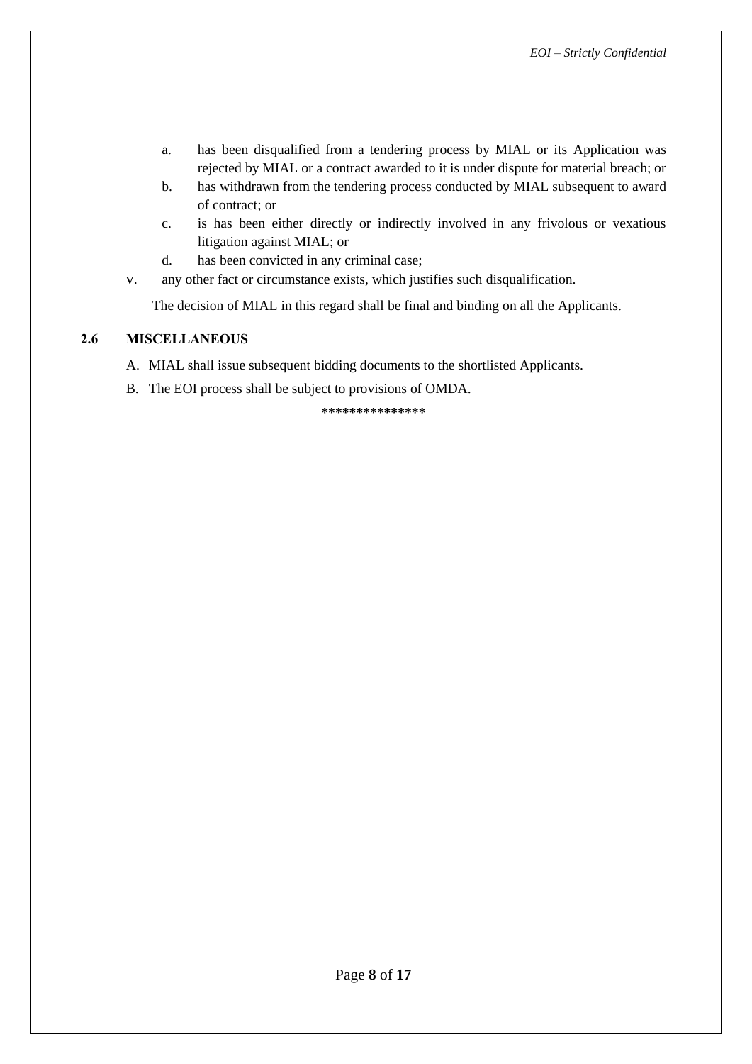a. has been disqualified from a tendering process by MIAL or its Application was rejected by MIAL or a contract awarded to it is under dispute for material breach; or

b. has withdrawn from the tendering process conducted by MIAL subsequent to award of contract; or

c. is has been either directly or indirectly involved in any frivolous or vexatious litigation against MIAL; or

d. has been convicted in any criminal case;

v. any other fact or circumstance exists, which justifies such disqualification.

The decision of MIAL in this regard shall be final and binding on all the Applicants.

## 2.6 MISCELLANEOUS

A. MIAL shall issue subsequent bidding documents to the shortlisted Applicants.

B. The EOI process shall be subject to provisions of OMDA.

***************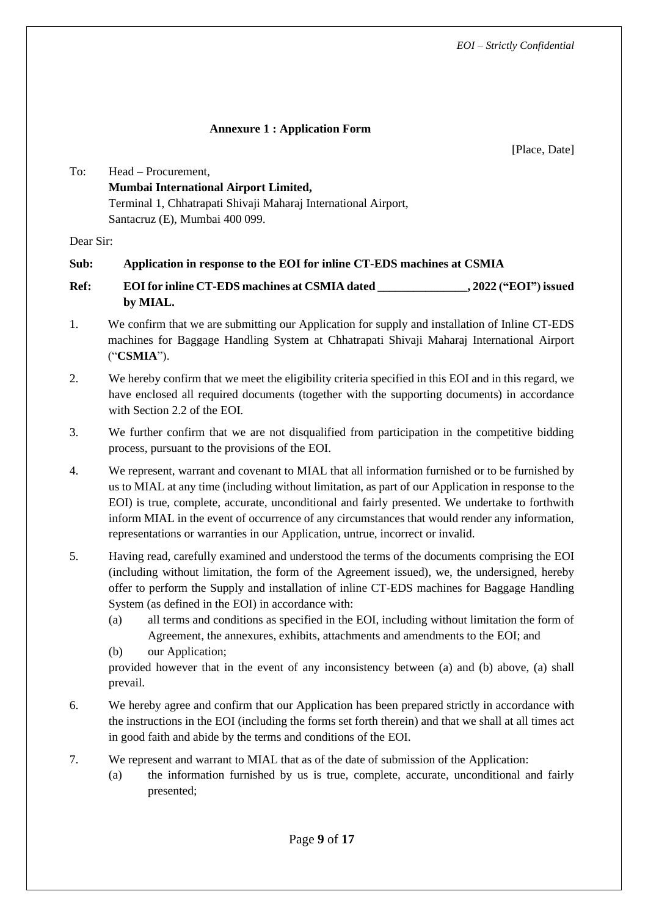**Annexure 1 : Application Form**

[Place, Date]

To: Head – Procurement,
**Mumbai International Airport Limited,**
Terminal 1, Chhatrapati Shivaji Maharaj International Airport,
Santacruz (E), Mumbai 400 099.

Dear Sir:

**Sub: Application in response to the EOI for inline CT-EDS machines at CSMIA**

**Ref: EOI for inline CT-EDS machines at CSMIA dated _______________, 2022 ("EOI") issued by MIAL.**

1. We confirm that we are submitting our Application for supply and installation of Inline CT-EDS machines for Baggage Handling System at Chhatrapati Shivaji Maharaj International Airport ("**CSMIA**").

2. We hereby confirm that we meet the eligibility criteria specified in this EOI and in this regard, we have enclosed all required documents (together with the supporting documents) in accordance with Section 2.2 of the EOI.

3. We further confirm that we are not disqualified from participation in the competitive bidding process, pursuant to the provisions of the EOI.

4. We represent, warrant and covenant to MIAL that all information furnished or to be furnished by us to MIAL at any time (including without limitation, as part of our Application in response to the EOI) is true, complete, accurate, unconditional and fairly presented. We undertake to forthwith inform MIAL in the event of occurrence of any circumstances that would render any information, representations or warranties in our Application, untrue, incorrect or invalid.

5. Having read, carefully examined and understood the terms of the documents comprising the EOI (including without limitation, the form of the Agreement issued), we, the undersigned, hereby offer to perform the Supply and installation of inline CT-EDS machines for Baggage Handling System (as defined in the EOI) in accordance with:
   (a) all terms and conditions as specified in the EOI, including without limitation the form of Agreement, the annexures, exhibits, attachments and amendments to the EOI; and
   (b) our Application;

   provided however that in the event of any inconsistency between (a) and (b) above, (a) shall prevail.

6. We hereby agree and confirm that our Application has been prepared strictly in accordance with the instructions in the EOI (including the forms set forth therein) and that we shall at all times act in good faith and abide by the terms and conditions of the EOI.

7. We represent and warrant to MIAL that as of the date of submission of the Application:
   (a) the information furnished by us is true, complete, accurate, unconditional and fairly presented;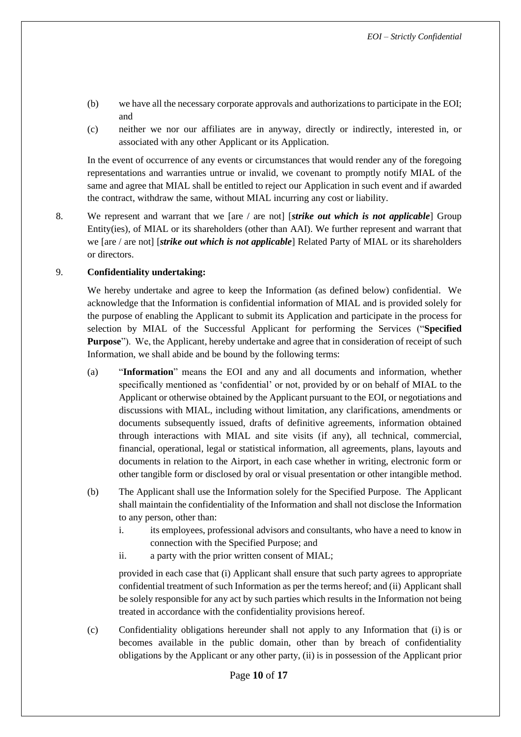(b) we have all the necessary corporate approvals and authorizations to participate in the EOI; and

(c) neither we nor our affiliates are in anyway, directly or indirectly, interested in, or associated with any other Applicant or its Application.

In the event of occurrence of any events or circumstances that would render any of the foregoing representations and warranties untrue or invalid, we covenant to promptly notify MIAL of the same and agree that MIAL shall be entitled to reject our Application in such event and if awarded the contract, withdraw the same, without MIAL incurring any cost or liability.

8. We represent and warrant that we [are / are not] [***strike out which is not applicable***] Group Entity(ies), of MIAL or its shareholders (other than AAI). We further represent and warrant that we [are / are not] [***strike out which is not applicable***] Related Party of MIAL or its shareholders or directors.

9. **Confidentiality undertaking:**

We hereby undertake and agree to keep the Information (as defined below) confidential. We acknowledge that the Information is confidential information of MIAL and is provided solely for the purpose of enabling the Applicant to submit its Application and participate in the process for selection by MIAL of the Successful Applicant for performing the Services ("**Specified Purpose**"). We, the Applicant, hereby undertake and agree that in consideration of receipt of such Information, we shall abide and be bound by the following terms:

(a) "**Information**" means the EOI and any and all documents and information, whether specifically mentioned as 'confidential' or not, provided by or on behalf of MIAL to the Applicant or otherwise obtained by the Applicant pursuant to the EOI, or negotiations and discussions with MIAL, including without limitation, any clarifications, amendments or documents subsequently issued, drafts of definitive agreements, information obtained through interactions with MIAL and site visits (if any), all technical, commercial, financial, operational, legal or statistical information, all agreements, plans, layouts and documents in relation to the Airport, in each case whether in writing, electronic form or other tangible form or disclosed by oral or visual presentation or other intangible method.

(b) The Applicant shall use the Information solely for the Specified Purpose. The Applicant shall maintain the confidentiality of the Information and shall not disclose the Information to any person, other than:

i. its employees, professional advisors and consultants, who have a need to know in connection with the Specified Purpose; and

ii. a party with the prior written consent of MIAL;

provided in each case that (i) Applicant shall ensure that such party agrees to appropriate confidential treatment of such Information as per the terms hereof; and (ii) Applicant shall be solely responsible for any act by such parties which results in the Information not being treated in accordance with the confidentiality provisions hereof.

(c) Confidentiality obligations hereunder shall not apply to any Information that (i) is or becomes available in the public domain, other than by breach of confidentiality obligations by the Applicant or any other party, (ii) is in possession of the Applicant prior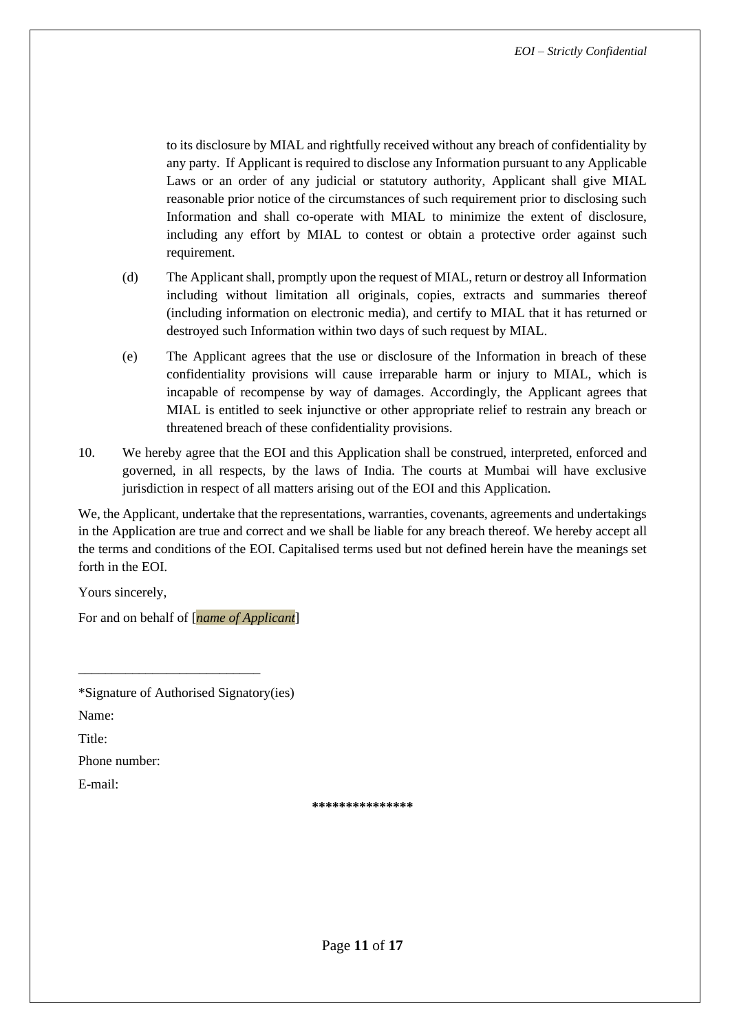to its disclosure by MIAL and rightfully received without any breach of confidentiality by any party. If Applicant is required to disclose any Information pursuant to any Applicable Laws or an order of any judicial or statutory authority, Applicant shall give MIAL reasonable prior notice of the circumstances of such requirement prior to disclosing such Information and shall co-operate with MIAL to minimize the extent of disclosure, including any effort by MIAL to contest or obtain a protective order against such requirement.

(d) The Applicant shall, promptly upon the request of MIAL, return or destroy all Information including without limitation all originals, copies, extracts and summaries thereof (including information on electronic media), and certify to MIAL that it has returned or destroyed such Information within two days of such request by MIAL.

(e) The Applicant agrees that the use or disclosure of the Information in breach of these confidentiality provisions will cause irreparable harm or injury to MIAL, which is incapable of recompense by way of damages. Accordingly, the Applicant agrees that MIAL is entitled to seek injunctive or other appropriate relief to restrain any breach or threatened breach of these confidentiality provisions.

10. We hereby agree that the EOI and this Application shall be construed, interpreted, enforced and governed, in all respects, by the laws of India. The courts at Mumbai will have exclusive jurisdiction in respect of all matters arising out of the EOI and this Application.

We, the Applicant, undertake that the representations, warranties, covenants, agreements and undertakings in the Application are true and correct and we shall be liable for any breach thereof. We hereby accept all the terms and conditions of the EOI. Capitalised terms used but not defined herein have the meanings set forth in the EOI.

Yours sincerely,

For and on behalf of [*name of Applicant*]

\_\_\_\_\_\_\_\_\_\_\_\_\_\_\_\_\_\_\_\_\_\_\_\_\_\_\_

*Signature of Authorised Signatory(ies)

Name:

Title:

Phone number:

E-mail:

***************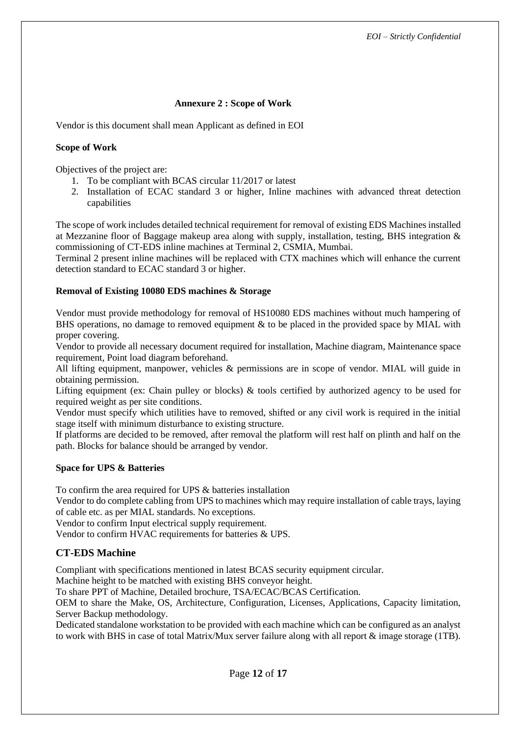## Annexure 2 : Scope of Work

Vendor is this document shall mean Applicant as defined in EOI

**Scope of Work**

Objectives of the project are:

1. To be compliant with BCAS circular 11/2017 or latest
2. Installation of ECAC standard 3 or higher, Inline machines with advanced threat detection capabilities

The scope of work includes detailed technical requirement for removal of existing EDS Machines installed at Mezzanine floor of Baggage makeup area along with supply, installation, testing, BHS integration & commissioning of CT-EDS inline machines at Terminal 2, CSMIA, Mumbai.

Terminal 2 present inline machines will be replaced with CTX machines which will enhance the current detection standard to ECAC standard 3 or higher.

**Removal of Existing 10080 EDS machines & Storage**

Vendor must provide methodology for removal of HS10080 EDS machines without much hampering of BHS operations, no damage to removed equipment & to be placed in the provided space by MIAL with proper covering.

Vendor to provide all necessary document required for installation, Machine diagram, Maintenance space requirement, Point load diagram beforehand.

All lifting equipment, manpower, vehicles & permissions are in scope of vendor. MIAL will guide in obtaining permission.

Lifting equipment (ex: Chain pulley or blocks) & tools certified by authorized agency to be used for required weight as per site conditions.

Vendor must specify which utilities have to removed, shifted or any civil work is required in the initial stage itself with minimum disturbance to existing structure.

If platforms are decided to be removed, after removal the platform will rest half on plinth and half on the path. Blocks for balance should be arranged by vendor.

**Space for UPS & Batteries**

To confirm the area required for UPS & batteries installation

Vendor to do complete cabling from UPS to machines which may require installation of cable trays, laying of cable etc. as per MIAL standards. No exceptions.

Vendor to confirm Input electrical supply requirement.

Vendor to confirm HVAC requirements for batteries & UPS.

## CT-EDS Machine

Compliant with specifications mentioned in latest BCAS security equipment circular.

Machine height to be matched with existing BHS conveyor height.

To share PPT of Machine, Detailed brochure, TSA/ECAC/BCAS Certification.

OEM to share the Make, OS, Architecture, Configuration, Licenses, Applications, Capacity limitation, Server Backup methodology.

Dedicated standalone workstation to be provided with each machine which can be configured as an analyst to work with BHS in case of total Matrix/Mux server failure along with all report & image storage (1TB).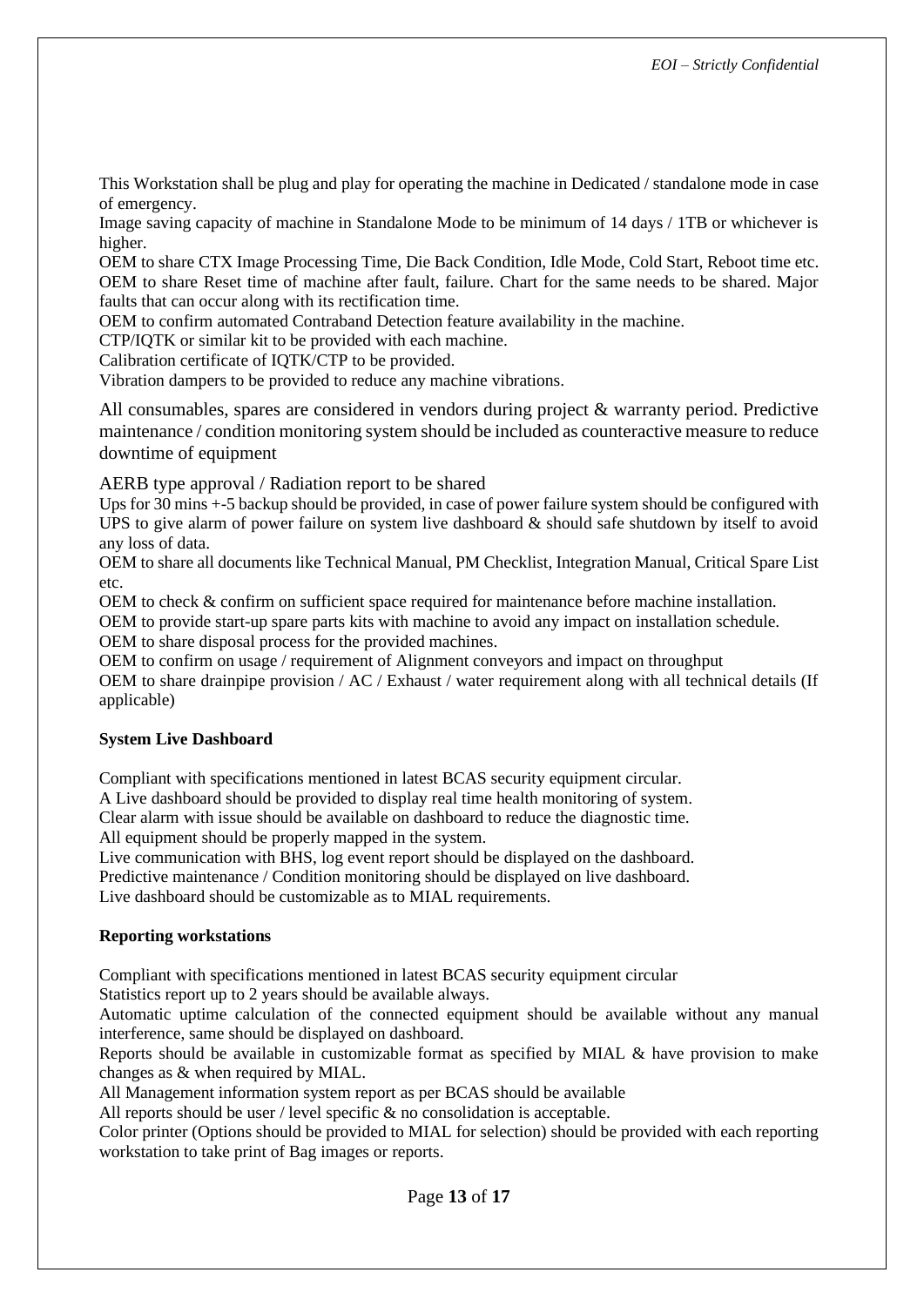This Workstation shall be plug and play for operating the machine in Dedicated / standalone mode in case of emergency.

Image saving capacity of machine in Standalone Mode to be minimum of 14 days / 1TB or whichever is higher.

OEM to share CTX Image Processing Time, Die Back Condition, Idle Mode, Cold Start, Reboot time etc.

OEM to share Reset time of machine after fault, failure. Chart for the same needs to be shared. Major faults that can occur along with its rectification time.

OEM to confirm automated Contraband Detection feature availability in the machine.

CTP/IQTK or similar kit to be provided with each machine.

Calibration certificate of IQTK/CTP to be provided.

Vibration dampers to be provided to reduce any machine vibrations.

All consumables, spares are considered in vendors during project & warranty period. Predictive maintenance / condition monitoring system should be included as counteractive measure to reduce downtime of equipment

AERB type approval / Radiation report to be shared

Ups for 30 mins +-5 backup should be provided, in case of power failure system should be configured with UPS to give alarm of power failure on system live dashboard & should safe shutdown by itself to avoid any loss of data.

OEM to share all documents like Technical Manual, PM Checklist, Integration Manual, Critical Spare List etc.

OEM to check & confirm on sufficient space required for maintenance before machine installation.

OEM to provide start-up spare parts kits with machine to avoid any impact on installation schedule.

OEM to share disposal process for the provided machines.

OEM to confirm on usage / requirement of Alignment conveyors and impact on throughput

OEM to share drainpipe provision / AC / Exhaust / water requirement along with all technical details (If applicable)

**System Live Dashboard**

Compliant with specifications mentioned in latest BCAS security equipment circular.

A Live dashboard should be provided to display real time health monitoring of system.

Clear alarm with issue should be available on dashboard to reduce the diagnostic time.

All equipment should be properly mapped in the system.

Live communication with BHS, log event report should be displayed on the dashboard.

Predictive maintenance / Condition monitoring should be displayed on live dashboard.

Live dashboard should be customizable as to MIAL requirements.

**Reporting workstations**

Compliant with specifications mentioned in latest BCAS security equipment circular

Statistics report up to 2 years should be available always.

Automatic uptime calculation of the connected equipment should be available without any manual interference, same should be displayed on dashboard.

Reports should be available in customizable format as specified by MIAL & have provision to make changes as & when required by MIAL.

All Management information system report as per BCAS should be available

All reports should be user / level specific & no consolidation is acceptable.

Color printer (Options should be provided to MIAL for selection) should be provided with each reporting workstation to take print of Bag images or reports.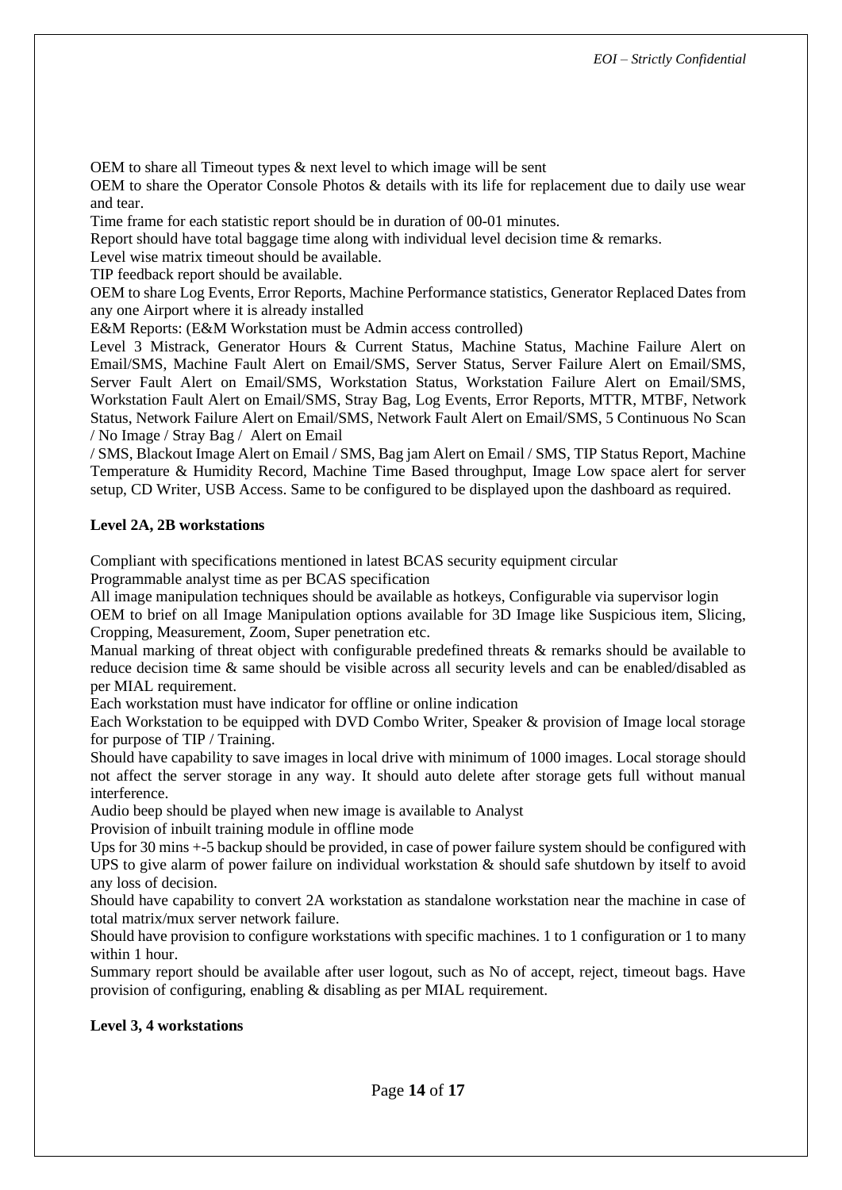OEM to share all Timeout types & next level to which image will be sent

OEM to share the Operator Console Photos & details with its life for replacement due to daily use wear and tear.

Time frame for each statistic report should be in duration of 00-01 minutes.

Report should have total baggage time along with individual level decision time & remarks.

Level wise matrix timeout should be available.

TIP feedback report should be available.

OEM to share Log Events, Error Reports, Machine Performance statistics, Generator Replaced Dates from any one Airport where it is already installed

E&M Reports: (E&M Workstation must be Admin access controlled)

Level 3 Mistrack, Generator Hours & Current Status, Machine Status, Machine Failure Alert on Email/SMS, Machine Fault Alert on Email/SMS, Server Status, Server Failure Alert on Email/SMS, Server Fault Alert on Email/SMS, Workstation Status, Workstation Failure Alert on Email/SMS, Workstation Fault Alert on Email/SMS, Stray Bag, Log Events, Error Reports, MTTR, MTBF, Network Status, Network Failure Alert on Email/SMS, Network Fault Alert on Email/SMS, 5 Continuous No Scan / No Image / Stray Bag / Alert on Email / SMS, Blackout Image Alert on Email / SMS, Bag jam Alert on Email / SMS, TIP Status Report, Machine Temperature & Humidity Record, Machine Time Based throughput, Image Low space alert for server setup, CD Writer, USB Access. Same to be configured to be displayed upon the dashboard as required.

**Level 2A, 2B workstations**

Compliant with specifications mentioned in latest BCAS security equipment circular

Programmable analyst time as per BCAS specification

All image manipulation techniques should be available as hotkeys, Configurable via supervisor login

OEM to brief on all Image Manipulation options available for 3D Image like Suspicious item, Slicing, Cropping, Measurement, Zoom, Super penetration etc.

Manual marking of threat object with configurable predefined threats & remarks should be available to reduce decision time & same should be visible across all security levels and can be enabled/disabled as per MIAL requirement.

Each workstation must have indicator for offline or online indication

Each Workstation to be equipped with DVD Combo Writer, Speaker & provision of Image local storage for purpose of TIP / Training.

Should have capability to save images in local drive with minimum of 1000 images. Local storage should not affect the server storage in any way. It should auto delete after storage gets full without manual interference.

Audio beep should be played when new image is available to Analyst

Provision of inbuilt training module in offline mode

Ups for 30 mins +-5 backup should be provided, in case of power failure system should be configured with UPS to give alarm of power failure on individual workstation & should safe shutdown by itself to avoid any loss of decision.

Should have capability to convert 2A workstation as standalone workstation near the machine in case of total matrix/mux server network failure.

Should have provision to configure workstations with specific machines. 1 to 1 configuration or 1 to many within 1 hour.

Summary report should be available after user logout, such as No of accept, reject, timeout bags. Have provision of configuring, enabling & disabling as per MIAL requirement.

**Level 3, 4 workstations**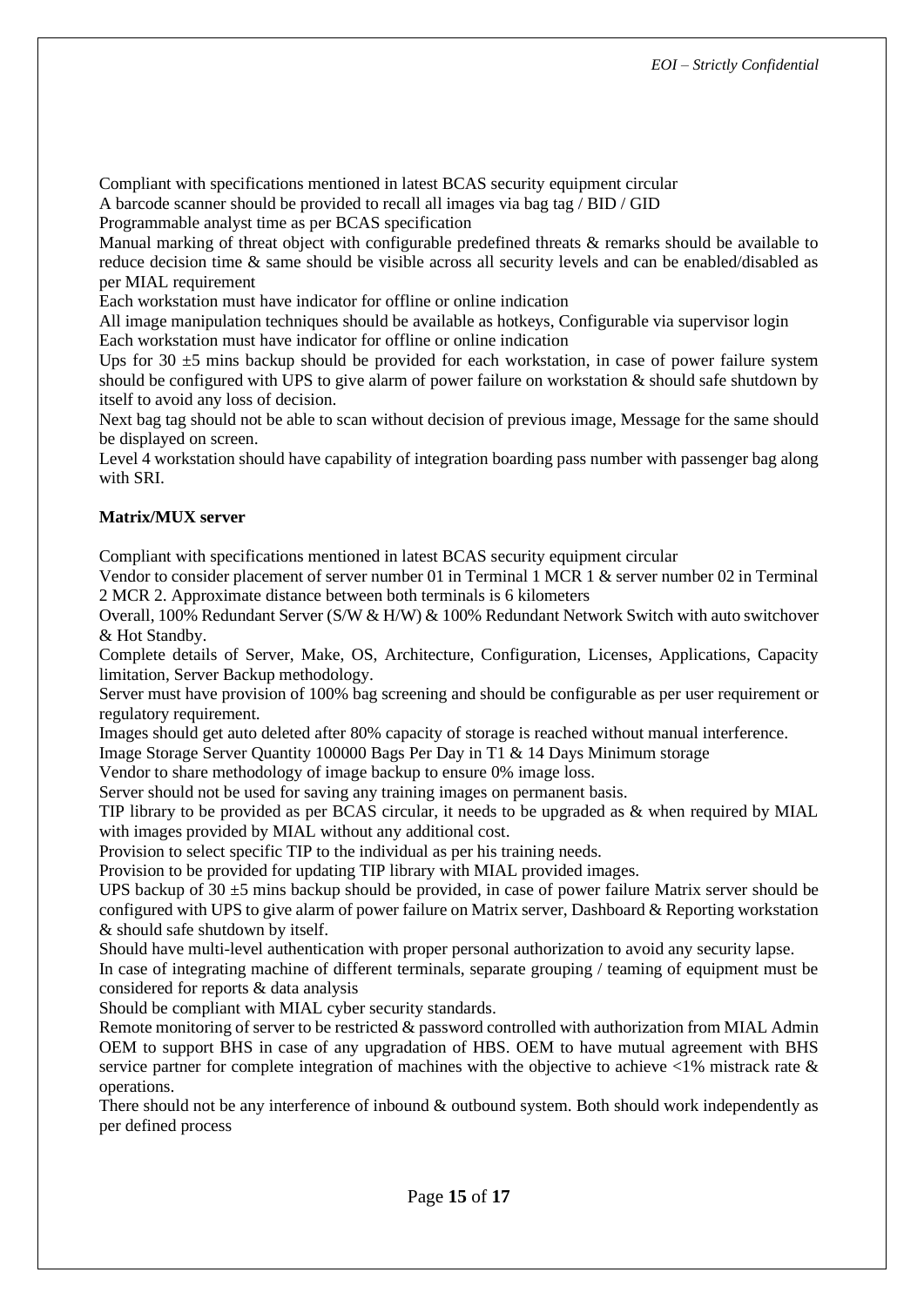Compliant with specifications mentioned in latest BCAS security equipment circular

A barcode scanner should be provided to recall all images via bag tag / BID / GID

Programmable analyst time as per BCAS specification

Manual marking of threat object with configurable predefined threats & remarks should be available to reduce decision time & same should be visible across all security levels and can be enabled/disabled as per MIAL requirement

Each workstation must have indicator for offline or online indication

All image manipulation techniques should be available as hotkeys, Configurable via supervisor login

Each workstation must have indicator for offline or online indication

Ups for 30 ±5 mins backup should be provided for each workstation, in case of power failure system should be configured with UPS to give alarm of power failure on workstation & should safe shutdown by itself to avoid any loss of decision.

Next bag tag should not be able to scan without decision of previous image, Message for the same should be displayed on screen.

Level 4 workstation should have capability of integration boarding pass number with passenger bag along with SRI.

**Matrix/MUX server**

Compliant with specifications mentioned in latest BCAS security equipment circular

Vendor to consider placement of server number 01 in Terminal 1 MCR 1 & server number 02 in Terminal 2 MCR 2. Approximate distance between both terminals is 6 kilometers

Overall, 100% Redundant Server (S/W & H/W) & 100% Redundant Network Switch with auto switchover & Hot Standby.

Complete details of Server, Make, OS, Architecture, Configuration, Licenses, Applications, Capacity limitation, Server Backup methodology.

Server must have provision of 100% bag screening and should be configurable as per user requirement or regulatory requirement.

Images should get auto deleted after 80% capacity of storage is reached without manual interference.

Image Storage Server Quantity 100000 Bags Per Day in T1 & 14 Days Minimum storage

Vendor to share methodology of image backup to ensure 0% image loss.

Server should not be used for saving any training images on permanent basis.

TIP library to be provided as per BCAS circular, it needs to be upgraded as & when required by MIAL with images provided by MIAL without any additional cost.

Provision to select specific TIP to the individual as per his training needs.

Provision to be provided for updating TIP library with MIAL provided images.

UPS backup of 30 ±5 mins backup should be provided, in case of power failure Matrix server should be configured with UPS to give alarm of power failure on Matrix server, Dashboard & Reporting workstation & should safe shutdown by itself.

Should have multi-level authentication with proper personal authorization to avoid any security lapse.

In case of integrating machine of different terminals, separate grouping / teaming of equipment must be considered for reports & data analysis

Should be compliant with MIAL cyber security standards.

Remote monitoring of server to be restricted & password controlled with authorization from MIAL Admin

OEM to support BHS in case of any upgradation of HBS. OEM to have mutual agreement with BHS service partner for complete integration of machines with the objective to achieve <1% mistrack rate & operations.

There should not be any interference of inbound & outbound system. Both should work independently as per defined process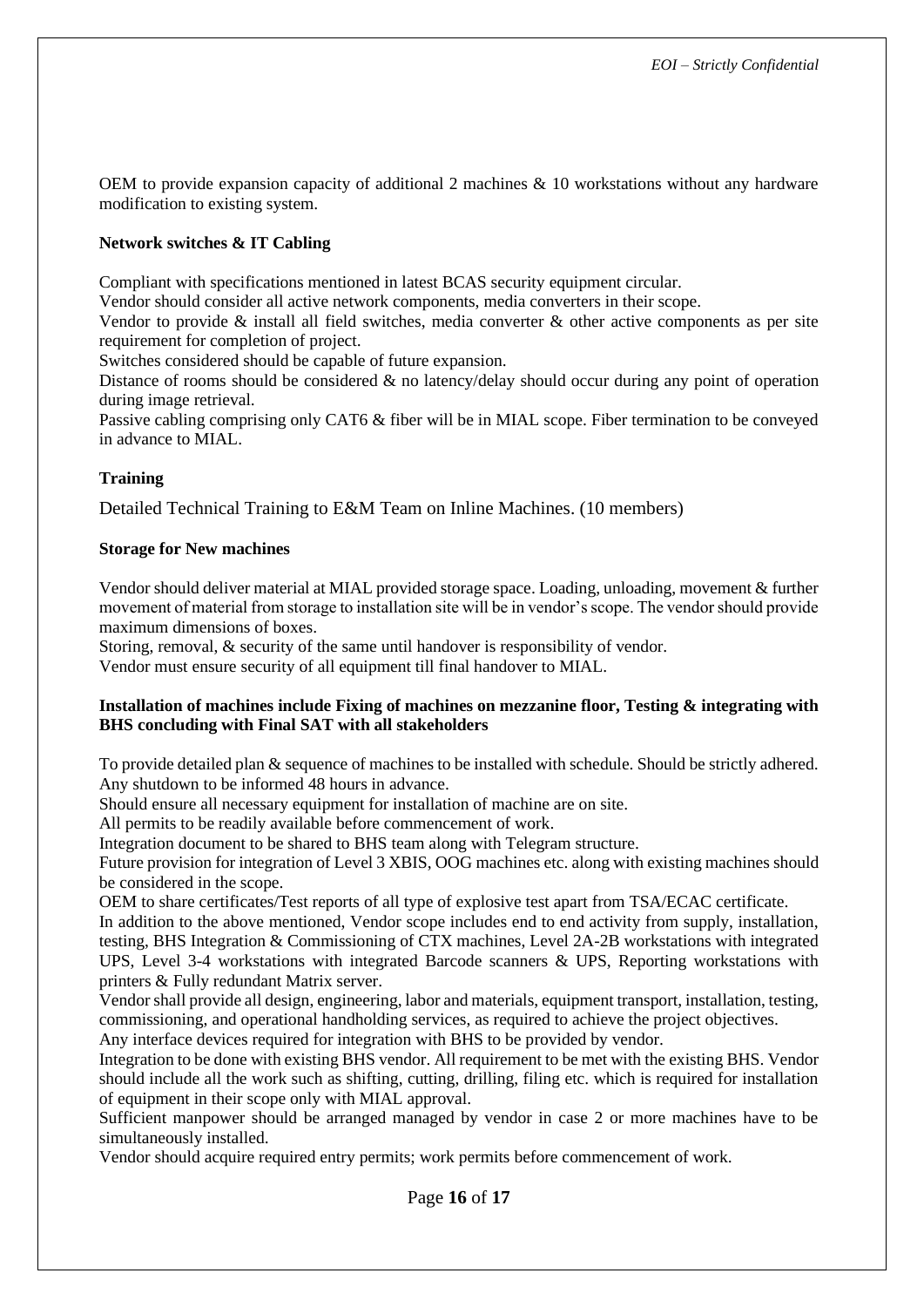OEM to provide expansion capacity of additional 2 machines & 10 workstations without any hardware modification to existing system.

**Network switches & IT Cabling**

Compliant with specifications mentioned in latest BCAS security equipment circular.

Vendor should consider all active network components, media converters in their scope.

Vendor to provide & install all field switches, media converter & other active components as per site requirement for completion of project.

Switches considered should be capable of future expansion.

Distance of rooms should be considered & no latency/delay should occur during any point of operation during image retrieval.

Passive cabling comprising only CAT6 & fiber will be in MIAL scope. Fiber termination to be conveyed in advance to MIAL.

**Training**

Detailed Technical Training to E&M Team on Inline Machines. (10 members)

**Storage for New machines**

Vendor should deliver material at MIAL provided storage space. Loading, unloading, movement & further movement of material from storage to installation site will be in vendor's scope. The vendor should provide maximum dimensions of boxes.

Storing, removal, & security of the same until handover is responsibility of vendor.

Vendor must ensure security of all equipment till final handover to MIAL.

**Installation of machines include Fixing of machines on mezzanine floor, Testing & integrating with BHS concluding with Final SAT with all stakeholders**

To provide detailed plan & sequence of machines to be installed with schedule. Should be strictly adhered.

Any shutdown to be informed 48 hours in advance.

Should ensure all necessary equipment for installation of machine are on site.

All permits to be readily available before commencement of work.

Integration document to be shared to BHS team along with Telegram structure.

Future provision for integration of Level 3 XBIS, OOG machines etc. along with existing machines should be considered in the scope.

OEM to share certificates/Test reports of all type of explosive test apart from TSA/ECAC certificate.

In addition to the above mentioned, Vendor scope includes end to end activity from supply, installation, testing, BHS Integration & Commissioning of CTX machines, Level 2A-2B workstations with integrated UPS, Level 3-4 workstations with integrated Barcode scanners & UPS, Reporting workstations with printers & Fully redundant Matrix server.

Vendor shall provide all design, engineering, labor and materials, equipment transport, installation, testing, commissioning, and operational handholding services, as required to achieve the project objectives.

Any interface devices required for integration with BHS to be provided by vendor.

Integration to be done with existing BHS vendor. All requirement to be met with the existing BHS. Vendor should include all the work such as shifting, cutting, drilling, filing etc. which is required for installation of equipment in their scope only with MIAL approval.

Sufficient manpower should be arranged managed by vendor in case 2 or more machines have to be simultaneously installed.

Vendor should acquire required entry permits; work permits before commencement of work.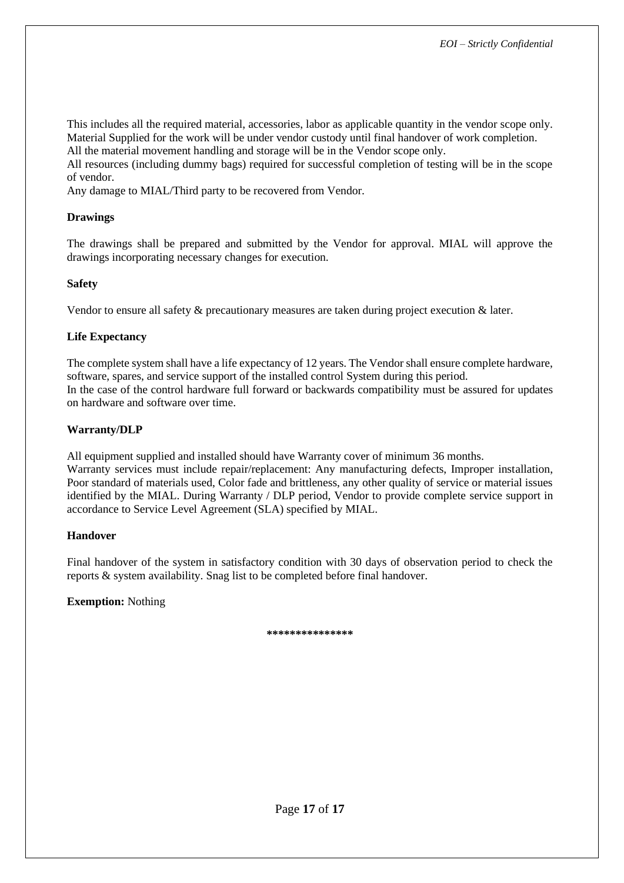This includes all the required material, accessories, labor as applicable quantity in the vendor scope only. Material Supplied for the work will be under vendor custody until final handover of work completion. All the material movement handling and storage will be in the Vendor scope only.

All resources (including dummy bags) required for successful completion of testing will be in the scope of vendor.

Any damage to MIAL/Third party to be recovered from Vendor.

**Drawings**

The drawings shall be prepared and submitted by the Vendor for approval. MIAL will approve the drawings incorporating necessary changes for execution.

**Safety**

Vendor to ensure all safety & precautionary measures are taken during project execution & later.

**Life Expectancy**

The complete system shall have a life expectancy of 12 years. The Vendor shall ensure complete hardware, software, spares, and service support of the installed control System during this period.

In the case of the control hardware full forward or backwards compatibility must be assured for updates on hardware and software over time.

**Warranty/DLP**

All equipment supplied and installed should have Warranty cover of minimum 36 months.

Warranty services must include repair/replacement: Any manufacturing defects, Improper installation, Poor standard of materials used, Color fade and brittleness, any other quality of service or material issues identified by the MIAL. During Warranty / DLP period, Vendor to provide complete service support in accordance to Service Level Agreement (SLA) specified by MIAL.

**Handover**

Final handover of the system in satisfactory condition with 30 days of observation period to check the reports & system availability. Snag list to be completed before final handover.

**Exemption:** Nothing

***************